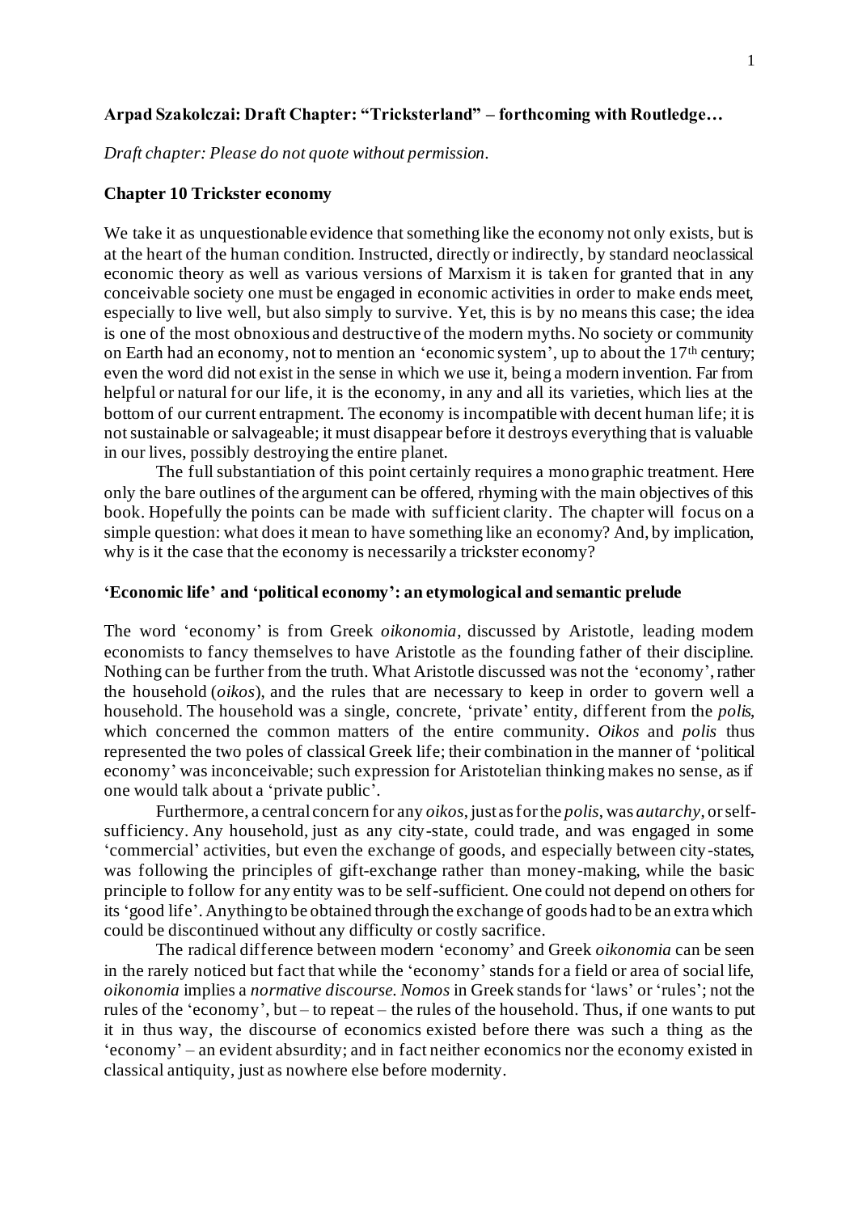**Arpad Szakolczai: Draft Chapter: "Tricksterland" – forthcoming with Routledge…**

*Draft chapter: Please do not quote without permission.*

## Chapter 10 Trickster economy

We take it as unquestionable evidence that something like the economy not only exists, but is at the heart of the human condition. Instructed, directly or indirectly, by standard neoclassical economic theory as well as various versions of Marxism it is taken for granted that in any conceivable society one must be engaged in economic activities in order to make ends meet, especially to live well, but also simply to survive. Yet, this is by no means this case; the idea is one of the most obnoxious and destructive of the modern myths. No society or community on Earth had an economy, not to mention an 'economic system', up to about the 17th century; even the word did not exist in the sense in which we use it, being a modern invention. Far from helpful or natural for our life, it is the economy, in any and all its varieties, which lies at the bottom of our current entrapment. The economy is incompatible with decent human life; it is not sustainable or salvageable; it must disappear before it destroys everything that is valuable in our lives, possibly destroying the entire planet.

The full substantiation of this point certainly requires a monographic treatment. Here only the bare outlines of the argument can be offered, rhyming with the main objectives of this book. Hopefully the points can be made with sufficient clarity. The chapter will focus on a simple question: what does it mean to have something like an economy? And, by implication, why is it the case that the economy is necessarily a trickster economy?

### 'Economic life' and 'political economy': an etymological and semantic prelude

The word 'economy' is from Greek *oikonomia*, discussed by Aristotle, leading modern economists to fancy themselves to have Aristotle as the founding father of their discipline. Nothing can be further from the truth. What Aristotle discussed was not the 'economy', rather the household (*oikos*), and the rules that are necessary to keep in order to govern well a household. The household was a single, concrete, 'private' entity, different from the *polis*, which concerned the common matters of the entire community. *Oikos* and *polis* thus represented the two poles of classical Greek life; their combination in the manner of 'political economy' was inconceivable; such expression for Aristotelian thinking makes no sense, as if one would talk about a 'private public'.

Furthermore, a central concern for any *oikos*, just as for the *polis*, was *autarchy*, or self-sufficiency. Any household, just as any city-state, could trade, and was engaged in some 'commercial' activities, but even the exchange of goods, and especially between city-states, was following the principles of gift-exchange rather than money-making, while the basic principle to follow for any entity was to be self-sufficient. One could not depend on others for its 'good life'. Anything to be obtained through the exchange of goods had to be an extra which could be discontinued without any difficulty or costly sacrifice.

The radical difference between modern 'economy' and Greek *oikonomia* can be seen in the rarely noticed but fact that while the 'economy' stands for a field or area of social life, *oikonomia* implies a *normative discourse. Nomos* in Greek stands for 'laws' or 'rules'; not the rules of the 'economy', but – to repeat – the rules of the household. Thus, if one wants to put it in thus way, the discourse of economics existed before there was such a thing as the 'economy' – an evident absurdity; and in fact neither economics nor the economy existed in classical antiquity, just as nowhere else before modernity.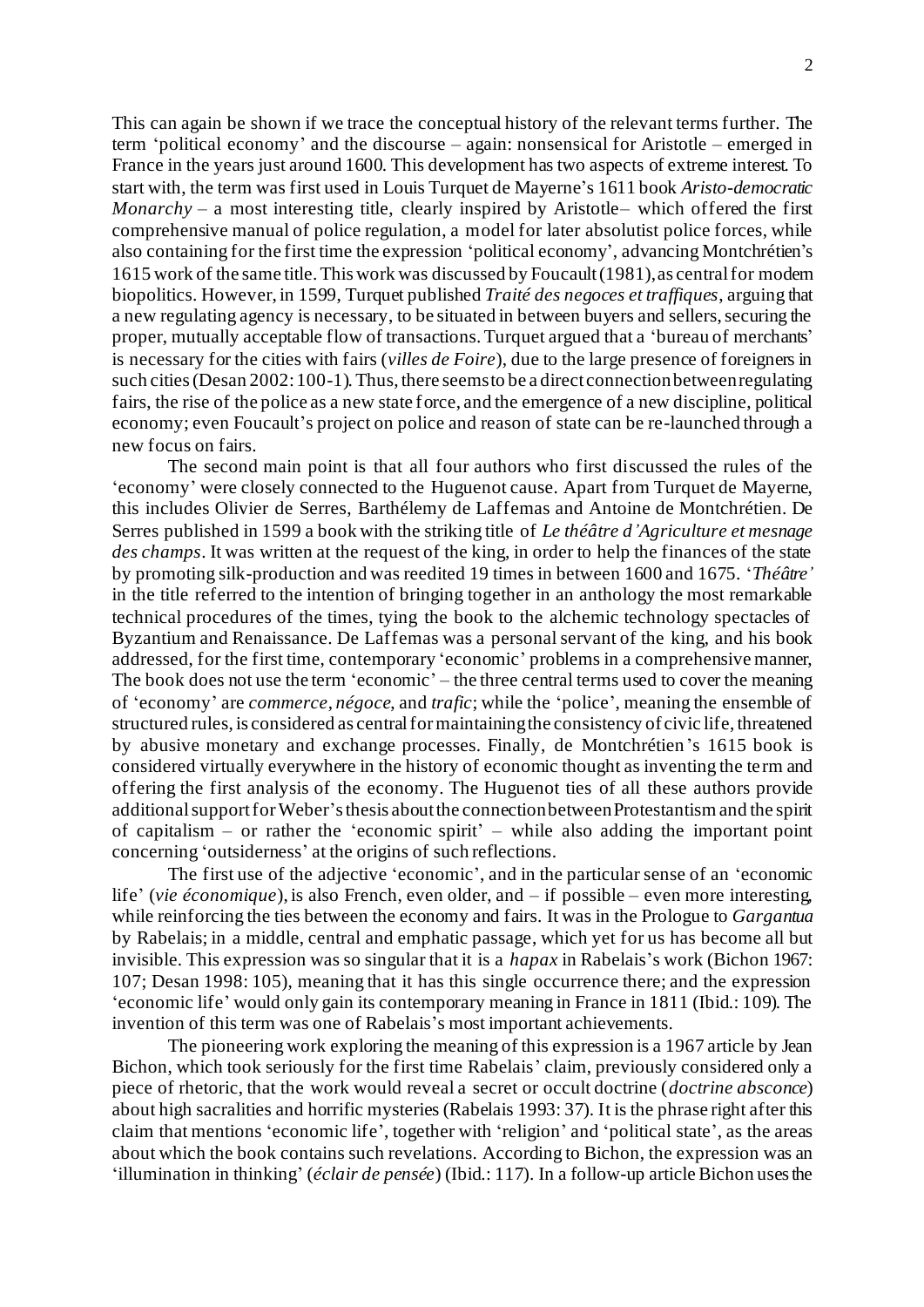This can again be shown if we trace the conceptual history of the relevant terms further. The term 'political economy' and the discourse – again: nonsensical for Aristotle – emerged in France in the years just around 1600. This development has two aspects of extreme interest. To start with, the term was first used in Louis Turquet de Mayerne's 1611 book *Aristo-democratic Monarchy* – a most interesting title, clearly inspired by Aristotle– which offered the first comprehensive manual of police regulation, a model for later absolutist police forces, while also containing for the first time the expression 'political economy', advancing Montchrétien's 1615 work of the same title. This work was discussed by Foucault (1981), as central for modern biopolitics. However, in 1599, Turquet published *Traité des negoces et traffiques*, arguing that a new regulating agency is necessary, to be situated in between buyers and sellers, securing the proper, mutually acceptable flow of transactions. Turquet argued that a 'bureau of merchants' is necessary for the cities with fairs (*villes de Foire*), due to the large presence of foreigners in such cities (Desan 2002: 100-1). Thus, there seems to be a direct connection between regulating fairs, the rise of the police as a new state force, and the emergence of a new discipline, political economy; even Foucault's project on police and reason of state can be re-launched through a new focus on fairs.

The second main point is that all four authors who first discussed the rules of the 'economy' were closely connected to the Huguenot cause. Apart from Turquet de Mayerne, this includes Olivier de Serres, Barthélemy de Laffemas and Antoine de Montchrétien. De Serres published in 1599 a book with the striking title of *Le théâtre d'Agriculture et mesnage des champs*. It was written at the request of the king, in order to help the finances of the state by promoting silk-production and was reedited 19 times in between 1600 and 1675. '*Théâtre'* in the title referred to the intention of bringing together in an anthology the most remarkable technical procedures of the times, tying the book to the alchemic technology spectacles of Byzantium and Renaissance. De Laffemas was a personal servant of the king, and his book addressed, for the first time, contemporary 'economic' problems in a comprehensive manner, The book does not use the term 'economic' – the three central terms used to cover the meaning of 'economy' are *commerce*, *négoce*, and *trafic*; while the 'police', meaning the ensemble of structured rules, is considered as central for maintaining the consistency of civic life, threatened by abusive monetary and exchange processes. Finally, de Montchrétien's 1615 book is considered virtually everywhere in the history of economic thought as inventing the term and offering the first analysis of the economy. The Huguenot ties of all these authors provide additional support for Weber's thesis about the connection between Protestantism and the spirit of capitalism – or rather the 'economic spirit' – while also adding the important point concerning 'outsiderness' at the origins of such reflections.

The first use of the adjective 'economic', and in the particular sense of an 'economic life' (*vie économique*), is also French, even older, and – if possible – even more interesting, while reinforcing the ties between the economy and fairs. It was in the Prologue to *Gargantua* by Rabelais; in a middle, central and emphatic passage, which yet for us has become all but invisible. This expression was so singular that it is a *hapax* in Rabelais's work (Bichon 1967: 107; Desan 1998: 105), meaning that it has this single occurrence there; and the expression 'economic life' would only gain its contemporary meaning in France in 1811 (Ibid.: 109). The invention of this term was one of Rabelais's most important achievements.

The pioneering work exploring the meaning of this expression is a 1967 article by Jean Bichon, which took seriously for the first time Rabelais' claim, previously considered only a piece of rhetoric, that the work would reveal a secret or occult doctrine (*doctrine absconce*) about high sacralities and horrific mysteries (Rabelais 1993: 37). It is the phrase right after this claim that mentions 'economic life', together with 'religion' and 'political state', as the areas about which the book contains such revelations. According to Bichon, the expression was an 'illumination in thinking' (*éclair de pensée*) (Ibid.: 117). In a follow-up article Bichon uses the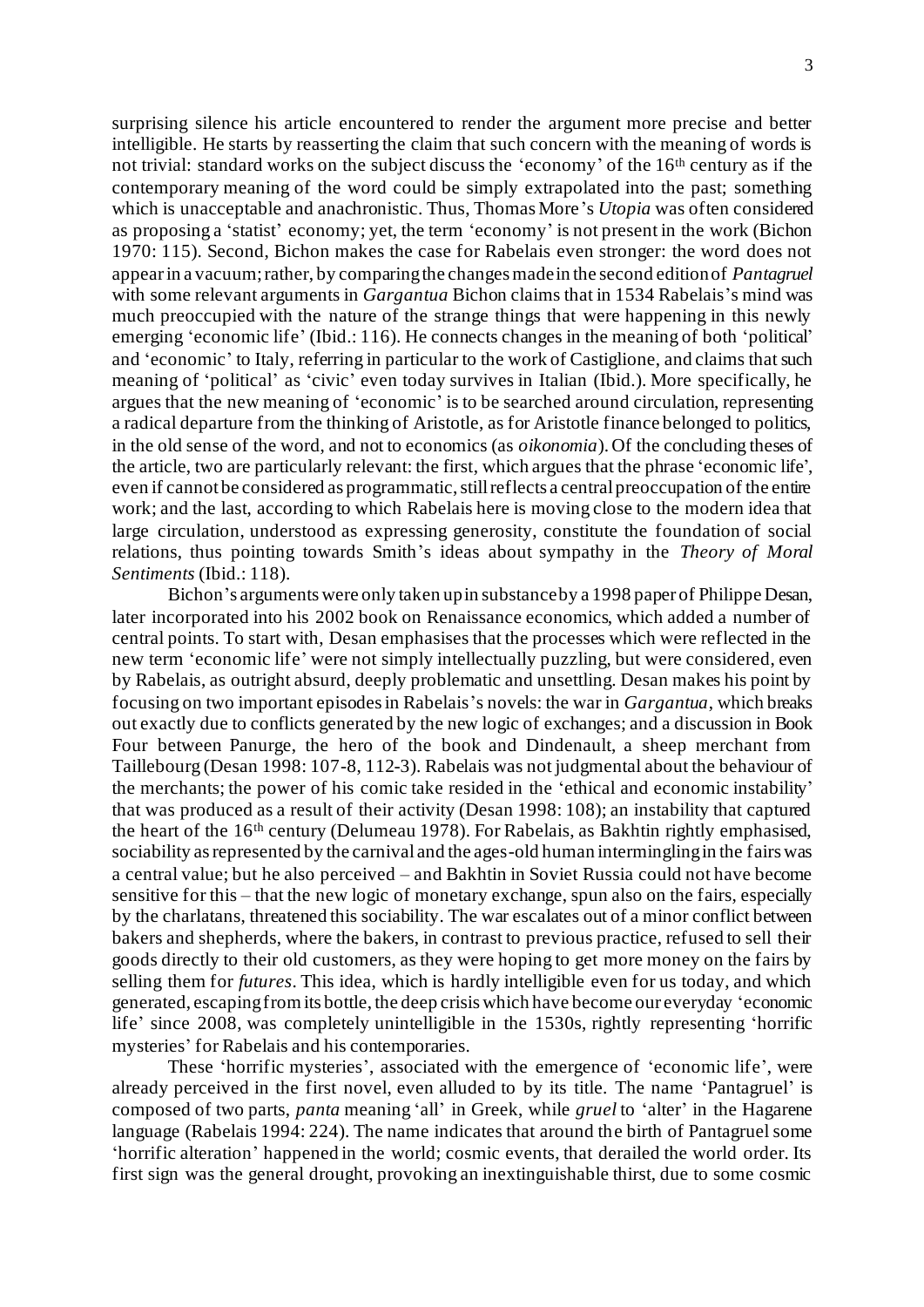surprising silence his article encountered to render the argument more precise and better intelligible. He starts by reasserting the claim that such concern with the meaning of words is not trivial: standard works on the subject discuss the 'economy' of the 16th century as if the contemporary meaning of the word could be simply extrapolated into the past; something which is unacceptable and anachronistic. Thus, Thomas More's *Utopia* was often considered as proposing a 'statist' economy; yet, the term 'economy' is not present in the work (Bichon 1970: 115). Second, Bichon makes the case for Rabelais even stronger: the word does not appear in a vacuum; rather, by comparing the changes made in the second edition of *Pantagruel* with some relevant arguments in *Gargantua* Bichon claims that in 1534 Rabelais's mind was much preoccupied with the nature of the strange things that were happening in this newly emerging 'economic life' (Ibid.: 116). He connects changes in the meaning of both 'political' and 'economic' to Italy, referring in particular to the work of Castiglione, and claims that such meaning of 'political' as 'civic' even today survives in Italian (Ibid.). More specifically, he argues that the new meaning of 'economic' is to be searched around circulation, representing a radical departure from the thinking of Aristotle, as for Aristotle finance belonged to politics, in the old sense of the word, and not to economics (as *oikonomia*). Of the concluding theses of the article, two are particularly relevant: the first, which argues that the phrase 'economic life', even if cannot be considered as programmatic, still reflects a central preoccupation of the entire work; and the last, according to which Rabelais here is moving close to the modern idea that large circulation, understood as expressing generosity, constitute the foundation of social relations, thus pointing towards Smith's ideas about sympathy in the *Theory of Moral Sentiments* (Ibid.: 118).

Bichon's arguments were only taken up in substance by a 1998 paper of Philippe Desan, later incorporated into his 2002 book on Renaissance economics, which added a number of central points. To start with, Desan emphasises that the processes which were reflected in the new term 'economic life' were not simply intellectually puzzling, but were considered, even by Rabelais, as outright absurd, deeply problematic and unsettling. Desan makes his point by focusing on two important episodes in Rabelais's novels: the war in *Gargantua*, which breaks out exactly due to conflicts generated by the new logic of exchanges; and a discussion in Book Four between Panurge, the hero of the book and Dindenault, a sheep merchant from Taillebourg (Desan 1998: 107-8, 112-3). Rabelais was not judgmental about the behaviour of the merchants; the power of his comic take resided in the 'ethical and economic instability' that was produced as a result of their activity (Desan 1998: 108); an instability that captured the heart of the 16th century (Delumeau 1978). For Rabelais, as Bakhtin rightly emphasised, sociability as represented by the carnival and the ages-old human intermingling in the fairs was a central value; but he also perceived – and Bakhtin in Soviet Russia could not have become sensitive for this – that the new logic of monetary exchange, spun also on the fairs, especially by the charlatans, threatened this sociability. The war escalates out of a minor conflict between bakers and shepherds, where the bakers, in contrast to previous practice, refused to sell their goods directly to their old customers, as they were hoping to get more money on the fairs by selling them for *futures*. This idea, which is hardly intelligible even for us today, and which generated, escaping from its bottle, the deep crisis which have become our everyday 'economic life' since 2008, was completely unintelligible in the 1530s, rightly representing 'horrific mysteries' for Rabelais and his contemporaries.

These 'horrific mysteries', associated with the emergence of 'economic life', were already perceived in the first novel, even alluded to by its title. The name 'Pantagruel' is composed of two parts, *panta* meaning 'all' in Greek, while *gruel* to 'alter' in the Hagarene language (Rabelais 1994: 224). The name indicates that around the birth of Pantagruel some 'horrific alteration' happened in the world; cosmic events, that derailed the world order. Its first sign was the general drought, provoking an inextinguishable thirst, due to some cosmic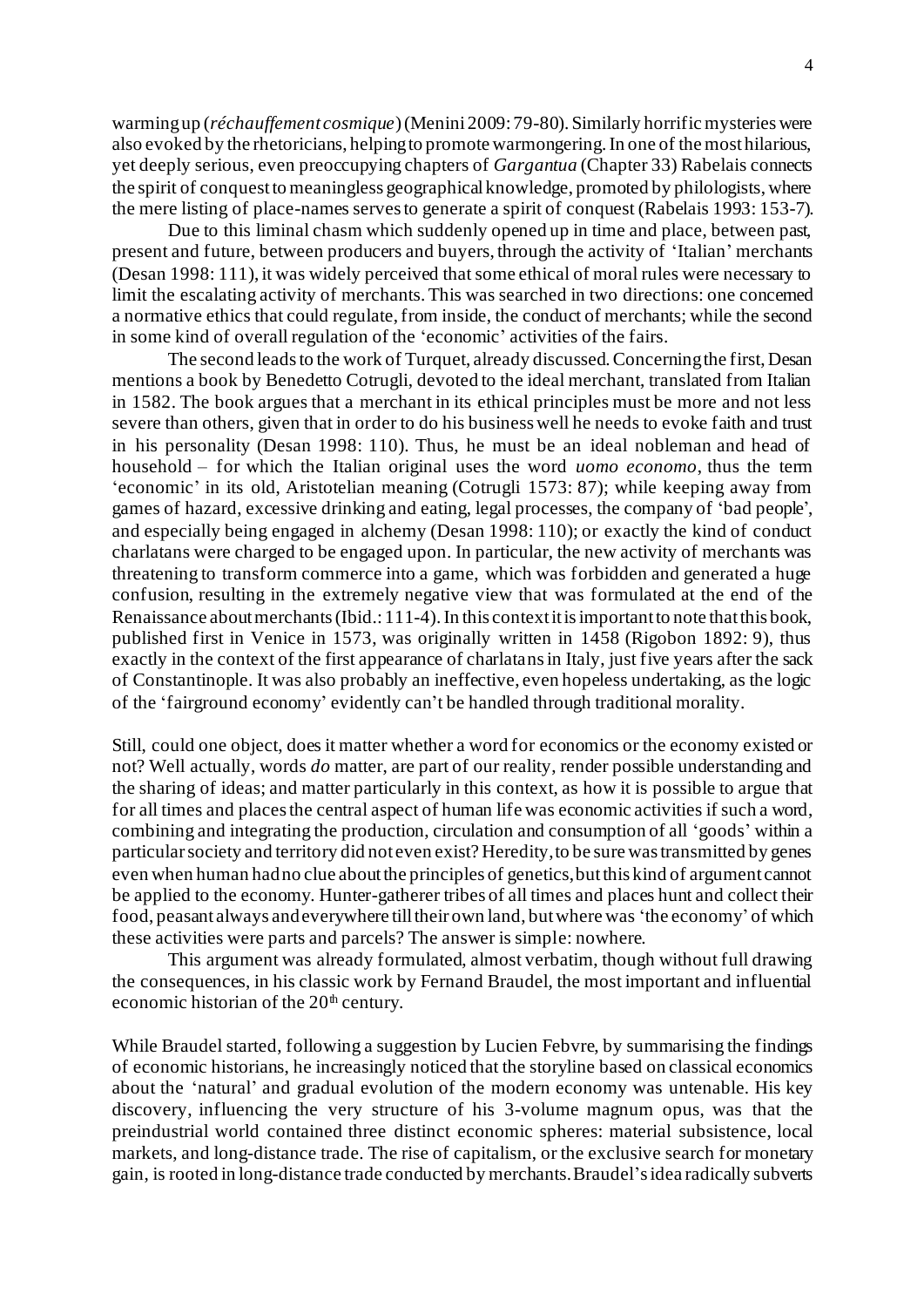warming up (*réchauffement cosmique*) (Menini 2009: 79-80). Similarly horrific mysteries were also evoked by the rhetoricians, helping to promote warmongering. In one of the most hilarious, yet deeply serious, even preoccupying chapters of *Gargantua* (Chapter 33) Rabelais connects the spirit of conquest to meaningless geographical knowledge, promoted by philologists, where the mere listing of place-names serves to generate a spirit of conquest (Rabelais 1993: 153-7).

Due to this liminal chasm which suddenly opened up in time and place, between past, present and future, between producers and buyers, through the activity of 'Italian' merchants (Desan 1998: 111), it was widely perceived that some ethical of moral rules were necessary to limit the escalating activity of merchants. This was searched in two directions: one concerned a normative ethics that could regulate, from inside, the conduct of merchants; while the second in some kind of overall regulation of the 'economic' activities of the fairs.

The second leads to the work of Turquet, already discussed. Concerning the first, Desan mentions a book by Benedetto Cotrugli, devoted to the ideal merchant, translated from Italian in 1582. The book argues that a merchant in its ethical principles must be more and not less severe than others, given that in order to do his business well he needs to evoke faith and trust in his personality (Desan 1998: 110). Thus, he must be an ideal nobleman and head of household – for which the Italian original uses the word *uomo economo*, thus the term 'economic' in its old, Aristotelian meaning (Cotrugli 1573: 87); while keeping away from games of hazard, excessive drinking and eating, legal processes, the company of 'bad people', and especially being engaged in alchemy (Desan 1998: 110); or exactly the kind of conduct charlatans were charged to be engaged upon. In particular, the new activity of merchants was threatening to transform commerce into a game, which was forbidden and generated a huge confusion, resulting in the extremely negative view that was formulated at the end of the Renaissance about merchants (Ibid.: 111-4). In this context it is important to note that this book, published first in Venice in 1573, was originally written in 1458 (Rigobon 1892: 9), thus exactly in the context of the first appearance of charlatans in Italy, just five years after the sack of Constantinople. It was also probably an ineffective, even hopeless undertaking, as the logic of the 'fairground economy' evidently can't be handled through traditional morality.

Still, could one object, does it matter whether a word for economics or the economy existed or not? Well actually, words *do* matter, are part of our reality, render possible understanding and the sharing of ideas; and matter particularly in this context, as how it is possible to argue that for all times and places the central aspect of human life was economic activities if such a word, combining and integrating the production, circulation and consumption of all 'goods' within a particular society and territory did not even exist? Heredity, to be sure was transmitted by genes even when human had no clue about the principles of genetics, but this kind of argument cannot be applied to the economy. Hunter-gatherer tribes of all times and places hunt and collect their food, peasant always and everywhere till their own land, but where was 'the economy' of which these activities were parts and parcels? The answer is simple: nowhere.

This argument was already formulated, almost verbatim, though without full drawing the consequences, in his classic work by Fernand Braudel, the most important and influential economic historian of the 20th century.

While Braudel started, following a suggestion by Lucien Febvre, by summarising the findings of economic historians, he increasingly noticed that the storyline based on classical economics about the 'natural' and gradual evolution of the modern economy was untenable. His key discovery, influencing the very structure of his 3-volume magnum opus, was that the preindustrial world contained three distinct economic spheres: material subsistence, local markets, and long-distance trade. The rise of capitalism, or the exclusive search for monetary gain, is rooted in long-distance trade conducted by merchants. Braudel's idea radically subverts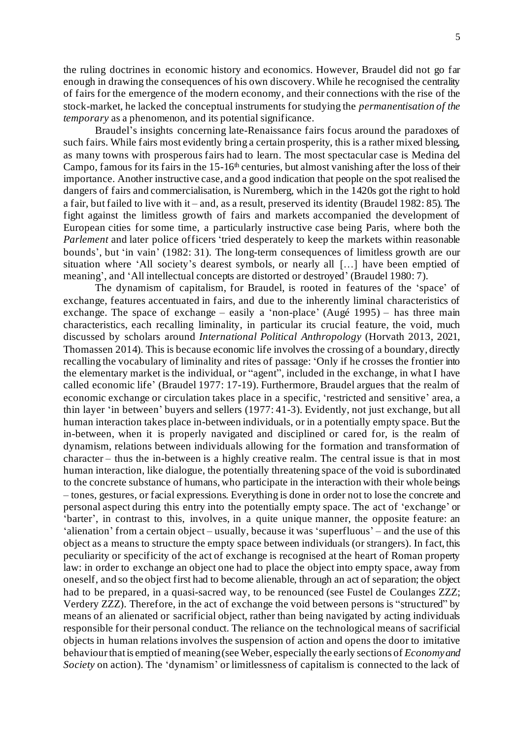the ruling doctrines in economic history and economics. However, Braudel did not go far enough in drawing the consequences of his own discovery. While he recognised the centrality of fairs for the emergence of the modern economy, and their connections with the rise of the stock-market, he lacked the conceptual instruments for studying the *permanentisation of the temporary* as a phenomenon, and its potential significance.

Braudel's insights concerning late-Renaissance fairs focus around the paradoxes of such fairs. While fairs most evidently bring a certain prosperity, this is a rather mixed blessing, as many towns with prosperous fairs had to learn. The most spectacular case is Medina del Campo, famous for its fairs in the 15-16th centuries, but almost vanishing after the loss of their importance. Another instructive case, and a good indication that people on the spot realised the dangers of fairs and commercialisation, is Nuremberg, which in the 1420s got the right to hold a fair, but failed to live with it – and, as a result, preserved its identity (Braudel 1982: 85). The fight against the limitless growth of fairs and markets accompanied the development of European cities for some time, a particularly instructive case being Paris, where both the *Parlement* and later police officers 'tried desperately to keep the markets within reasonable bounds', but 'in vain' (1982: 31). The long-term consequences of limitless growth are our situation where 'All society's dearest symbols, or nearly all […] have been emptied of meaning', and 'All intellectual concepts are distorted or destroyed' (Braudel 1980: 7).

The dynamism of capitalism, for Braudel, is rooted in features of the 'space' of exchange, features accentuated in fairs, and due to the inherently liminal characteristics of exchange. The space of exchange – easily a 'non-place' (Augé 1995) – has three main characteristics, each recalling liminality, in particular its crucial feature, the void, much discussed by scholars around *International Political Anthropology* (Horvath 2013, 2021, Thomassen 2014). This is because economic life involves the crossing of a boundary, directly recalling the vocabulary of liminality and rites of passage: 'Only if he crosses the frontier into the elementary market is the individual, or "agent", included in the exchange, in what I have called economic life' (Braudel 1977: 17-19). Furthermore, Braudel argues that the realm of economic exchange or circulation takes place in a specific, 'restricted and sensitive' area, a thin layer 'in between' buyers and sellers (1977: 41-3). Evidently, not just exchange, but all human interaction takes place in-between individuals, or in a potentially empty space. But the in-between, when it is properly navigated and disciplined or cared for, is the realm of dynamism, relations between individuals allowing for the formation and transformation of character – thus the in-between is a highly creative realm. The central issue is that in most human interaction, like dialogue, the potentially threatening space of the void is subordinated to the concrete substance of humans, who participate in the interaction with their whole beings – tones, gestures, or facial expressions. Everything is done in order not to lose the concrete and personal aspect during this entry into the potentially empty space. The act of 'exchange' or 'barter', in contrast to this, involves, in a quite unique manner, the opposite feature: an 'alienation' from a certain object – usually, because it was 'superfluous' – and the use of this object as a means to structure the empty space between individuals (or strangers). In fact, this peculiarity or specificity of the act of exchange is recognised at the heart of Roman property law: in order to exchange an object one had to place the object into empty space, away from oneself, and so the object first had to become alienable, through an act of separation; the object had to be prepared, in a quasi-sacred way, to be renounced (see Fustel de Coulanges ZZZ; Verdery ZZZ). Therefore, in the act of exchange the void between persons is "structured" by means of an alienated or sacrificial object, rather than being navigated by acting individuals responsible for their personal conduct. The reliance on the technological means of sacrificial objects in human relations involves the suspension of action and opens the door to imitative behaviour that is emptied of meaning (see Weber, especially the early sections of *Economy and Society* on action). The 'dynamism' or limitlessness of capitalism is connected to the lack of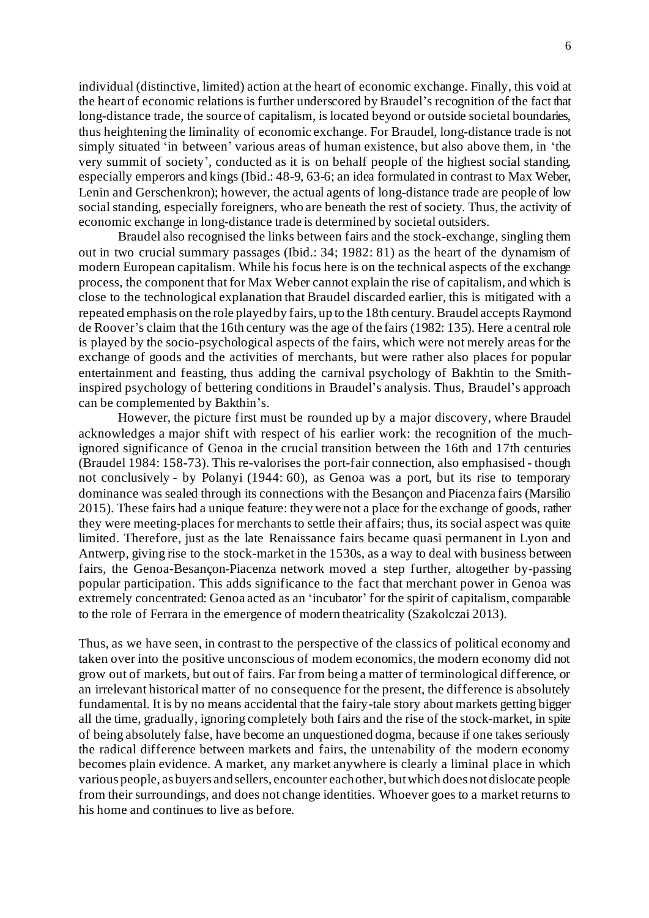individual (distinctive, limited) action at the heart of economic exchange. Finally, this void at the heart of economic relations is further underscored by Braudel's recognition of the fact that long-distance trade, the source of capitalism, is located beyond or outside societal boundaries, thus heightening the liminality of economic exchange. For Braudel, long-distance trade is not simply situated 'in between' various areas of human existence, but also above them, in 'the very summit of society', conducted as it is on behalf people of the highest social standing, especially emperors and kings (Ibid.: 48-9, 63-6; an idea formulated in contrast to Max Weber, Lenin and Gerschenkron); however, the actual agents of long-distance trade are people of low social standing, especially foreigners, who are beneath the rest of society. Thus, the activity of economic exchange in long-distance trade is determined by societal outsiders.

Braudel also recognised the links between fairs and the stock-exchange, singling them out in two crucial summary passages (Ibid.: 34; 1982: 81) as the heart of the dynamism of modern European capitalism. While his focus here is on the technical aspects of the exchange process, the component that for Max Weber cannot explain the rise of capitalism, and which is close to the technological explanation that Braudel discarded earlier, this is mitigated with a repeated emphasis on the role played by fairs, up to the 18th century. Braudel accepts Raymond de Roover's claim that the 16th century was the age of the fairs (1982: 135). Here a central role is played by the socio-psychological aspects of the fairs, which were not merely areas for the exchange of goods and the activities of merchants, but were rather also places for popular entertainment and feasting, thus adding the carnival psychology of Bakhtin to the Smith-inspired psychology of bettering conditions in Braudel's analysis. Thus, Braudel's approach can be complemented by Bakthin's.

However, the picture first must be rounded up by a major discovery, where Braudel acknowledges a major shift with respect of his earlier work: the recognition of the much-ignored significance of Genoa in the crucial transition between the 16th and 17th centuries (Braudel 1984: 158-73). This re-valorises the port-fair connection, also emphasised - though not conclusively - by Polanyi (1944: 60), as Genoa was a port, but its rise to temporary dominance was sealed through its connections with the Besançon and Piacenza fairs (Marsilio 2015). These fairs had a unique feature: they were not a place for the exchange of goods, rather they were meeting-places for merchants to settle their affairs; thus, its social aspect was quite limited. Therefore, just as the late Renaissance fairs became quasi permanent in Lyon and Antwerp, giving rise to the stock-market in the 1530s, as a way to deal with business between fairs, the Genoa-Besançon-Piacenza network moved a step further, altogether by-passing popular participation. This adds significance to the fact that merchant power in Genoa was extremely concentrated: Genoa acted as an 'incubator' for the spirit of capitalism, comparable to the role of Ferrara in the emergence of modern theatricality (Szakolczai 2013).

Thus, as we have seen, in contrast to the perspective of the classics of political economy and taken over into the positive unconscious of modern economics, the modern economy did not grow out of markets, but out of fairs. Far from being a matter of terminological difference, or an irrelevant historical matter of no consequence for the present, the difference is absolutely fundamental. It is by no means accidental that the fairy-tale story about markets getting bigger all the time, gradually, ignoring completely both fairs and the rise of the stock-market, in spite of being absolutely false, have become an unquestioned dogma, because if one takes seriously the radical difference between markets and fairs, the untenability of the modern economy becomes plain evidence. A market, any market anywhere is clearly a liminal place in which various people, as buyers and sellers, encounter each other, but which does not dislocate people from their surroundings, and does not change identities. Whoever goes to a market returns to his home and continues to live as before.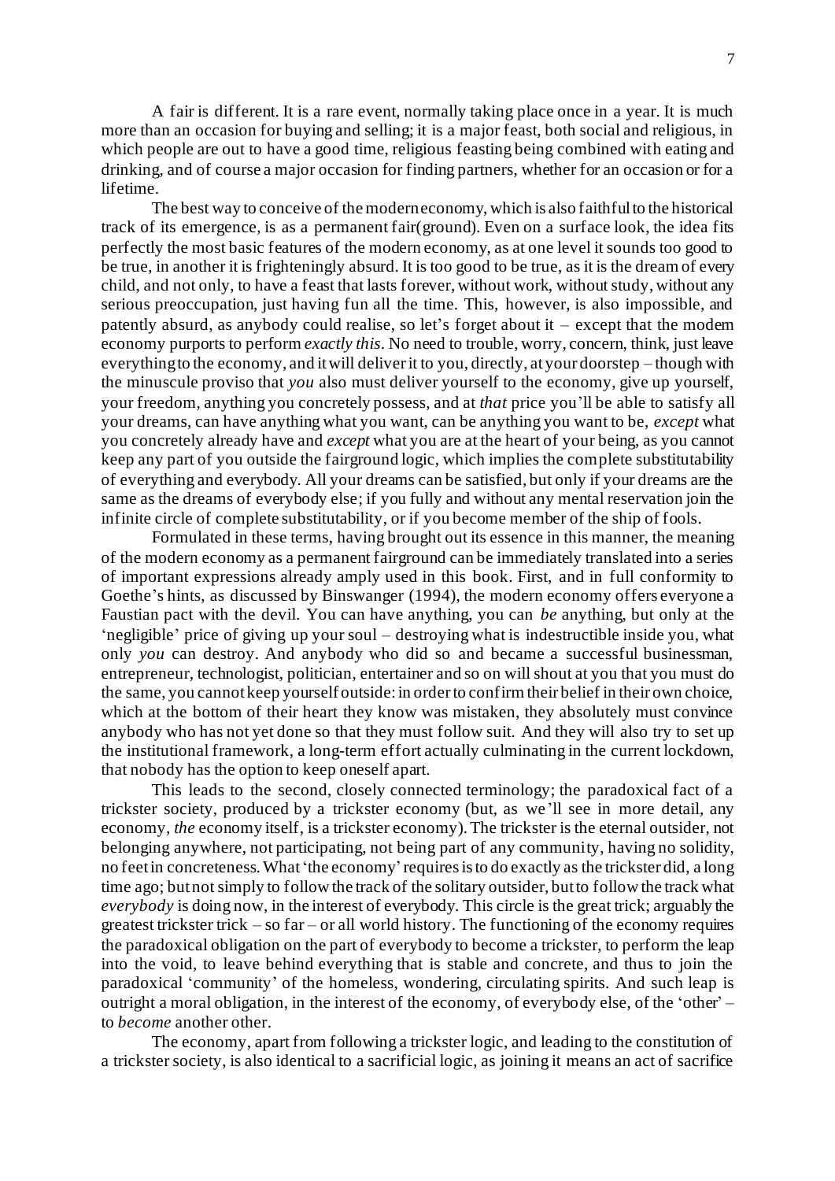A fair is different. It is a rare event, normally taking place once in a year. It is much more than an occasion for buying and selling; it is a major feast, both social and religious, in which people are out to have a good time, religious feasting being combined with eating and drinking, and of course a major occasion for finding partners, whether for an occasion or for a lifetime.

The best way to conceive of the modern economy, which is also faithful to the historical track of its emergence, is as a permanent fair(ground). Even on a surface look, the idea fits perfectly the most basic features of the modern economy, as at one level it sounds too good to be true, in another it is frighteningly absurd. It is too good to be true, as it is the dream of every child, and not only, to have a feast that lasts forever, without work, without study, without any serious preoccupation, just having fun all the time. This, however, is also impossible, and patently absurd, as anybody could realise, so let's forget about it – except that the modern economy purports to perform *exactly this*. No need to trouble, worry, concern, think, just leave everything to the economy, and it will deliver it to you, directly, at your doorstep – though with the minuscule proviso that *you* also must deliver yourself to the economy, give up yourself, your freedom, anything you concretely possess, and at *that* price you'll be able to satisfy all your dreams, can have anything what you want, can be anything you want to be, *except* what you concretely already have and *except* what you are at the heart of your being, as you cannot keep any part of you outside the fairground logic, which implies the complete substitutability of everything and everybody. All your dreams can be satisfied, but only if your dreams are the same as the dreams of everybody else; if you fully and without any mental reservation join the infinite circle of complete substitutability, or if you become member of the ship of fools.

Formulated in these terms, having brought out its essence in this manner, the meaning of the modern economy as a permanent fairground can be immediately translated into a series of important expressions already amply used in this book. First, and in full conformity to Goethe's hints, as discussed by Binswanger (1994), the modern economy offers everyone a Faustian pact with the devil. You can have anything, you can *be* anything, but only at the 'negligible' price of giving up your soul – destroying what is indestructible inside you, what only *you* can destroy. And anybody who did so and became a successful businessman, entrepreneur, technologist, politician, entertainer and so on will shout at you that you must do the same, you cannot keep yourself outside: in order to confirm their belief in their own choice, which at the bottom of their heart they know was mistaken, they absolutely must convince anybody who has not yet done so that they must follow suit. And they will also try to set up the institutional framework, a long-term effort actually culminating in the current lockdown, that nobody has the option to keep oneself apart.

This leads to the second, closely connected terminology; the paradoxical fact of a trickster society, produced by a trickster economy (but, as we'll see in more detail, any economy, *the* economy itself, is a trickster economy). The trickster is the eternal outsider, not belonging anywhere, not participating, not being part of any community, having no solidity, no feet in concreteness. What 'the economy' requires is to do exactly as the trickster did, a long time ago; but not simply to follow the track of the solitary outsider, but to follow the track what *everybody* is doing now, in the interest of everybody. This circle is the great trick; arguably the greatest trickster trick – so far – or all world history. The functioning of the economy requires the paradoxical obligation on the part of everybody to become a trickster, to perform the leap into the void, to leave behind everything that is stable and concrete, and thus to join the paradoxical 'community' of the homeless, wondering, circulating spirits. And such leap is outright a moral obligation, in the interest of the economy, of everybody else, of the 'other' – to *become* another other.

The economy, apart from following a trickster logic, and leading to the constitution of a trickster society, is also identical to a sacrificial logic, as joining it means an act of sacrifice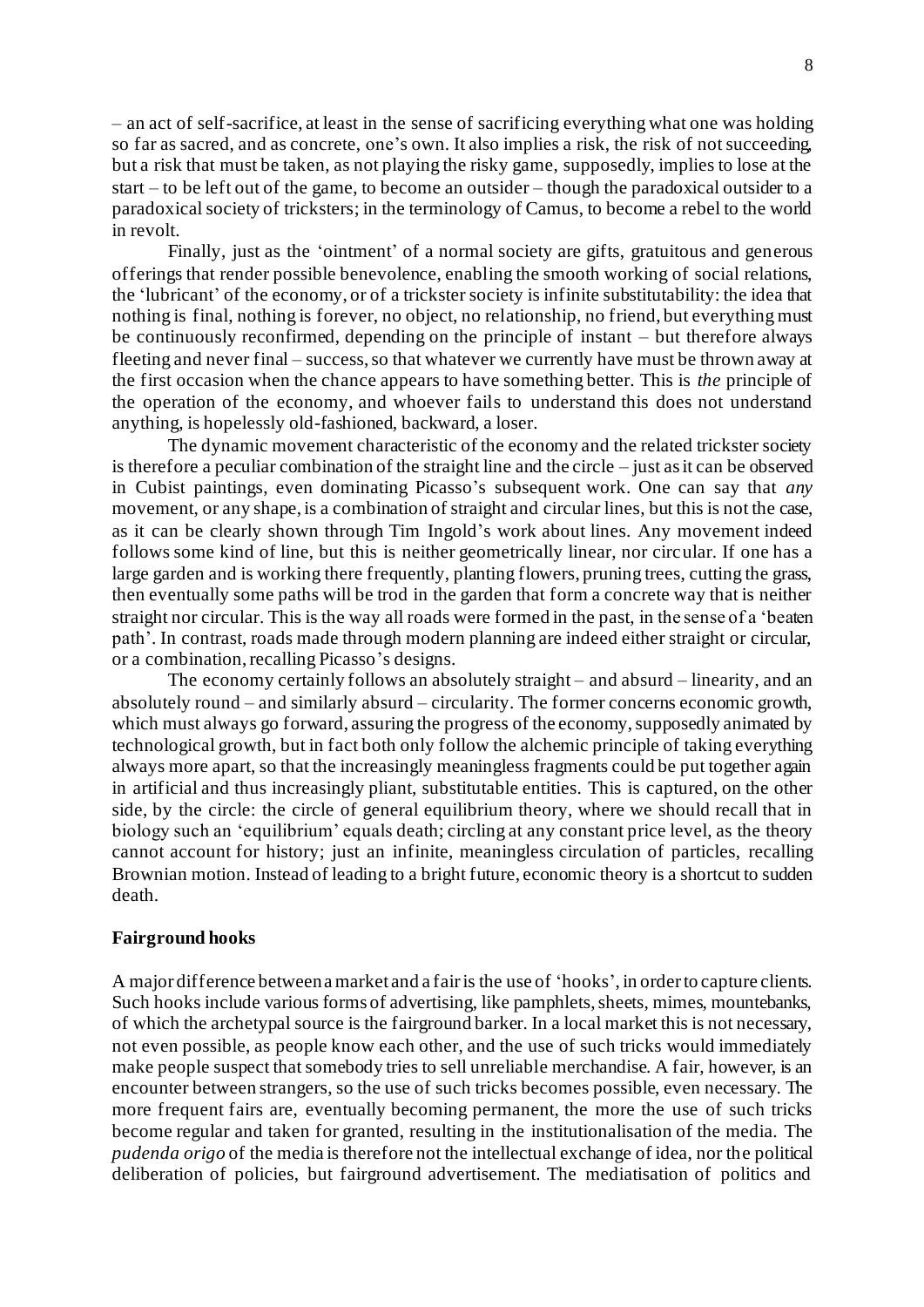– an act of self-sacrifice, at least in the sense of sacrificing everything what one was holding so far as sacred, and as concrete, one's own. It also implies a risk, the risk of not succeeding, but a risk that must be taken, as not playing the risky game, supposedly, implies to lose at the start – to be left out of the game, to become an outsider – though the paradoxical outsider to a paradoxical society of tricksters; in the terminology of Camus, to become a rebel to the world in revolt.

Finally, just as the 'ointment' of a normal society are gifts, gratuitous and generous offerings that render possible benevolence, enabling the smooth working of social relations, the 'lubricant' of the economy, or of a trickster society is infinite substitutability: the idea that nothing is final, nothing is forever, no object, no relationship, no friend, but everything must be continuously reconfirmed, depending on the principle of instant – but therefore always fleeting and never final – success, so that whatever we currently have must be thrown away at the first occasion when the chance appears to have something better. This is *the* principle of the operation of the economy, and whoever fails to understand this does not understand anything, is hopelessly old-fashioned, backward, a loser.

The dynamic movement characteristic of the economy and the related trickster society is therefore a peculiar combination of the straight line and the circle – just as it can be observed in Cubist paintings, even dominating Picasso's subsequent work. One can say that *any* movement, or any shape, is a combination of straight and circular lines, but this is not the case, as it can be clearly shown through Tim Ingold's work about lines. Any movement indeed follows some kind of line, but this is neither geometrically linear, nor circular. If one has a large garden and is working there frequently, planting flowers, pruning trees, cutting the grass, then eventually some paths will be trod in the garden that form a concrete way that is neither straight nor circular. This is the way all roads were formed in the past, in the sense of a 'beaten path'. In contrast, roads made through modern planning are indeed either straight or circular, or a combination, recalling Picasso's designs.

The economy certainly follows an absolutely straight – and absurd – linearity, and an absolutely round – and similarly absurd – circularity. The former concerns economic growth, which must always go forward, assuring the progress of the economy, supposedly animated by technological growth, but in fact both only follow the alchemic principle of taking everything always more apart, so that the increasingly meaningless fragments could be put together again in artificial and thus increasingly pliant, substitutable entities. This is captured, on the other side, by the circle: the circle of general equilibrium theory, where we should recall that in biology such an 'equilibrium' equals death; circling at any constant price level, as the theory cannot account for history; just an infinite, meaningless circulation of particles, recalling Brownian motion. Instead of leading to a bright future, economic theory is a shortcut to sudden death.

**Fairground hooks**

A major difference between a market and a fair is the use of 'hooks', in order to capture clients. Such hooks include various forms of advertising, like pamphlets, sheets, mimes, mountebanks, of which the archetypal source is the fairground barker. In a local market this is not necessary, not even possible, as people know each other, and the use of such tricks would immediately make people suspect that somebody tries to sell unreliable merchandise. A fair, however, is an encounter between strangers, so the use of such tricks becomes possible, even necessary. The more frequent fairs are, eventually becoming permanent, the more the use of such tricks become regular and taken for granted, resulting in the institutionalisation of the media. The *pudenda origo* of the media is therefore not the intellectual exchange of idea, nor the political deliberation of policies, but fairground advertisement. The mediatisation of politics and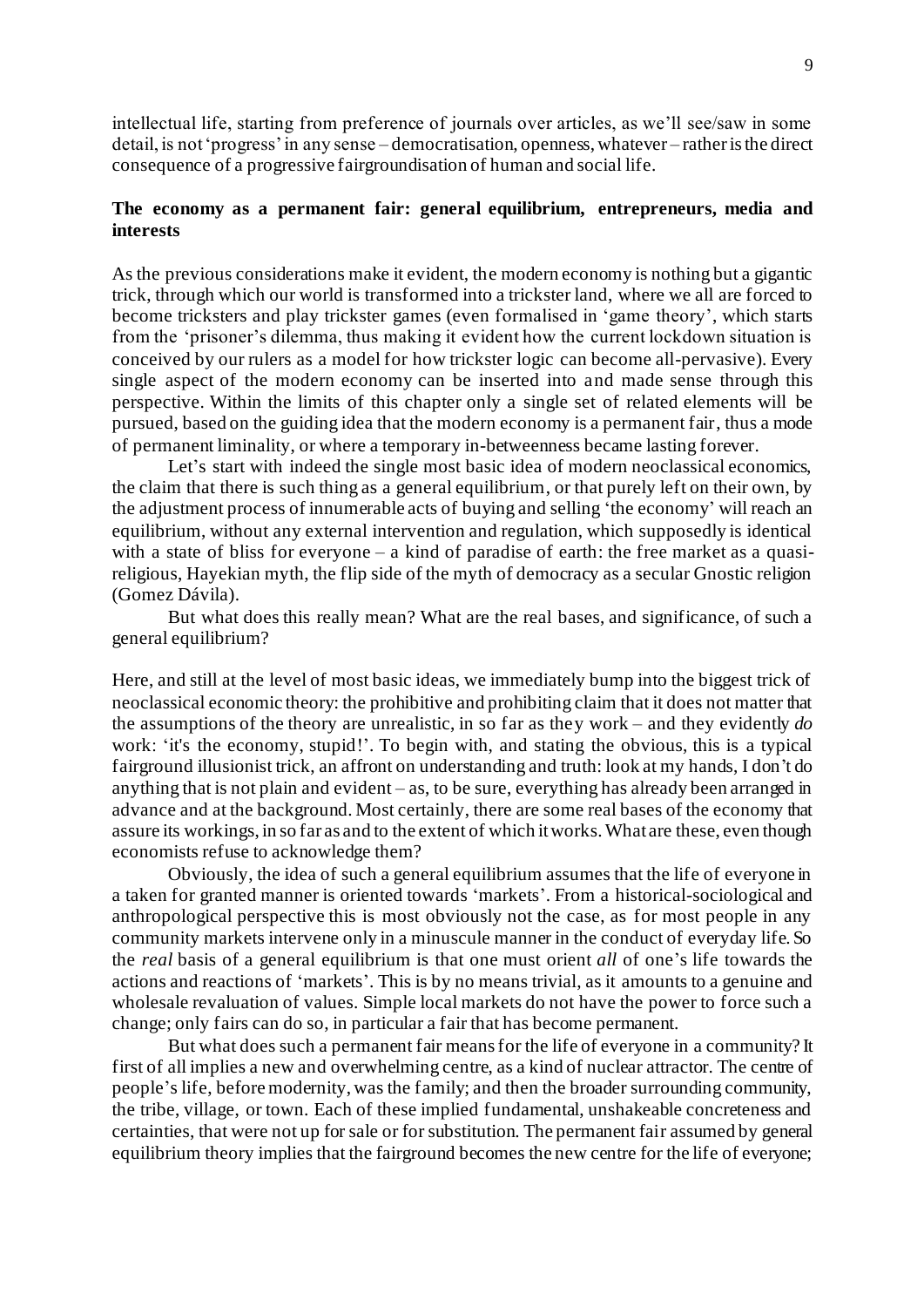intellectual life, starting from preference of journals over articles, as we'll see/saw in some detail, is not 'progress' in any sense – democratisation, openness, whatever – rather is the direct consequence of a progressive fairgroundisation of human and social life.

## The economy as a permanent fair: general equilibrium, entrepreneurs, media and interests

As the previous considerations make it evident, the modern economy is nothing but a gigantic trick, through which our world is transformed into a trickster land, where we all are forced to become tricksters and play trickster games (even formalised in 'game theory', which starts from the 'prisoner's dilemma, thus making it evident how the current lockdown situation is conceived by our rulers as a model for how trickster logic can become all-pervasive). Every single aspect of the modern economy can be inserted into and made sense through this perspective. Within the limits of this chapter only a single set of related elements will be pursued, based on the guiding idea that the modern economy is a permanent fair, thus a mode of permanent liminality, or where a temporary in-betweenness became lasting forever.

Let's start with indeed the single most basic idea of modern neoclassical economics, the claim that there is such thing as a general equilibrium, or that purely left on their own, by the adjustment process of innumerable acts of buying and selling 'the economy' will reach an equilibrium, without any external intervention and regulation, which supposedly is identical with a state of bliss for everyone – a kind of paradise of earth: the free market as a quasi-religious, Hayekian myth, the flip side of the myth of democracy as a secular Gnostic religion (Gomez Dávila).

But what does this really mean? What are the real bases, and significance, of such a general equilibrium?

Here, and still at the level of most basic ideas, we immediately bump into the biggest trick of neoclassical economic theory: the prohibitive and prohibiting claim that it does not matter that the assumptions of the theory are unrealistic, in so far as they work – and they evidently *do* work: 'it's the economy, stupid!'. To begin with, and stating the obvious, this is a typical fairground illusionist trick, an affront on understanding and truth: look at my hands, I don't do anything that is not plain and evident – as, to be sure, everything has already been arranged in advance and at the background. Most certainly, there are some real bases of the economy that assure its workings, in so far as and to the extent of which it works. What are these, even though economists refuse to acknowledge them?

Obviously, the idea of such a general equilibrium assumes that the life of everyone in a taken for granted manner is oriented towards 'markets'. From a historical-sociological and anthropological perspective this is most obviously not the case, as for most people in any community markets intervene only in a minuscule manner in the conduct of everyday life. So the *real* basis of a general equilibrium is that one must orient *all* of one's life towards the actions and reactions of 'markets'. This is by no means trivial, as it amounts to a genuine and wholesale revaluation of values. Simple local markets do not have the power to force such a change; only fairs can do so, in particular a fair that has become permanent.

But what does such a permanent fair means for the life of everyone in a community? It first of all implies a new and overwhelming centre, as a kind of nuclear attractor. The centre of people's life, before modernity, was the family; and then the broader surrounding community, the tribe, village, or town. Each of these implied fundamental, unshakeable concreteness and certainties, that were not up for sale or for substitution. The permanent fair assumed by general equilibrium theory implies that the fairground becomes the new centre for the life of everyone;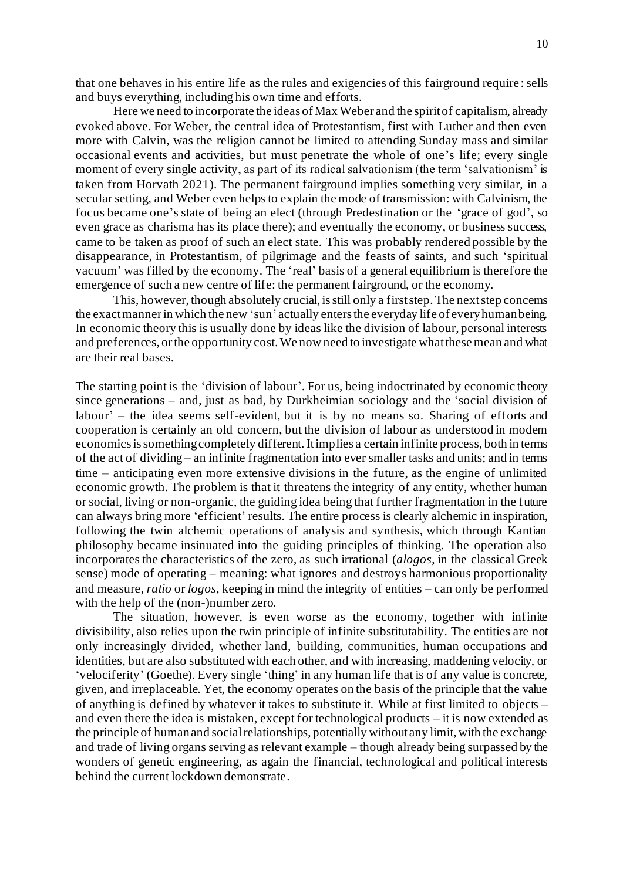that one behaves in his entire life as the rules and exigencies of this fairground require: sells and buys everything, including his own time and efforts.

Here we need to incorporate the ideas of Max Weber and the spirit of capitalism, already evoked above. For Weber, the central idea of Protestantism, first with Luther and then even more with Calvin, was the religion cannot be limited to attending Sunday mass and similar occasional events and activities, but must penetrate the whole of one's life; every single moment of every single activity, as part of its radical salvationism (the term 'salvationism' is taken from Horvath 2021). The permanent fairground implies something very similar, in a secular setting, and Weber even helps to explain the mode of transmission: with Calvinism, the focus became one's state of being an elect (through Predestination or the 'grace of god', so even grace as charisma has its place there); and eventually the economy, or business success, came to be taken as proof of such an elect state. This was probably rendered possible by the disappearance, in Protestantism, of pilgrimage and the feasts of saints, and such 'spiritual vacuum' was filled by the economy. The 'real' basis of a general equilibrium is therefore the emergence of such a new centre of life: the permanent fairground, or the economy.

This, however, though absolutely crucial, is still only a first step. The next step concerns the exact manner in which the new 'sun' actually enters the everyday life of every human being. In economic theory this is usually done by ideas like the division of labour, personal interests and preferences, or the opportunity cost. We now need to investigate what these mean and what are their real bases.

The starting point is the 'division of labour'. For us, being indoctrinated by economic theory since generations – and, just as bad, by Durkheimian sociology and the 'social division of labour' – the idea seems self-evident, but it is by no means so. Sharing of efforts and cooperation is certainly an old concern, but the division of labour as understood in modern economics is something completely different. It implies a certain infinite process, both in terms of the act of dividing – an infinite fragmentation into ever smaller tasks and units; and in terms time – anticipating even more extensive divisions in the future, as the engine of unlimited economic growth. The problem is that it threatens the integrity of any entity, whether human or social, living or non-organic, the guiding idea being that further fragmentation in the future can always bring more 'efficient' results. The entire process is clearly alchemic in inspiration, following the twin alchemic operations of analysis and synthesis, which through Kantian philosophy became insinuated into the guiding principles of thinking. The operation also incorporates the characteristics of the zero, as such irrational (*alogos*, in the classical Greek sense) mode of operating – meaning: what ignores and destroys harmonious proportionality and measure, *ratio* or *logos*, keeping in mind the integrity of entities – can only be performed with the help of the (non-)number zero.

The situation, however, is even worse as the economy, together with infinite divisibility, also relies upon the twin principle of infinite substitutability. The entities are not only increasingly divided, whether land, building, communities, human occupations and identities, but are also substituted with each other, and with increasing, maddening velocity, or 'velociferity' (Goethe). Every single 'thing' in any human life that is of any value is concrete, given, and irreplaceable. Yet, the economy operates on the basis of the principle that the value of anything is defined by whatever it takes to substitute it. While at first limited to objects – and even there the idea is mistaken, except for technological products – it is now extended as the principle of human and social relationships, potentially without any limit, with the exchange and trade of living organs serving as relevant example – though already being surpassed by the wonders of genetic engineering, as again the financial, technological and political interests behind the current lockdown demonstrate.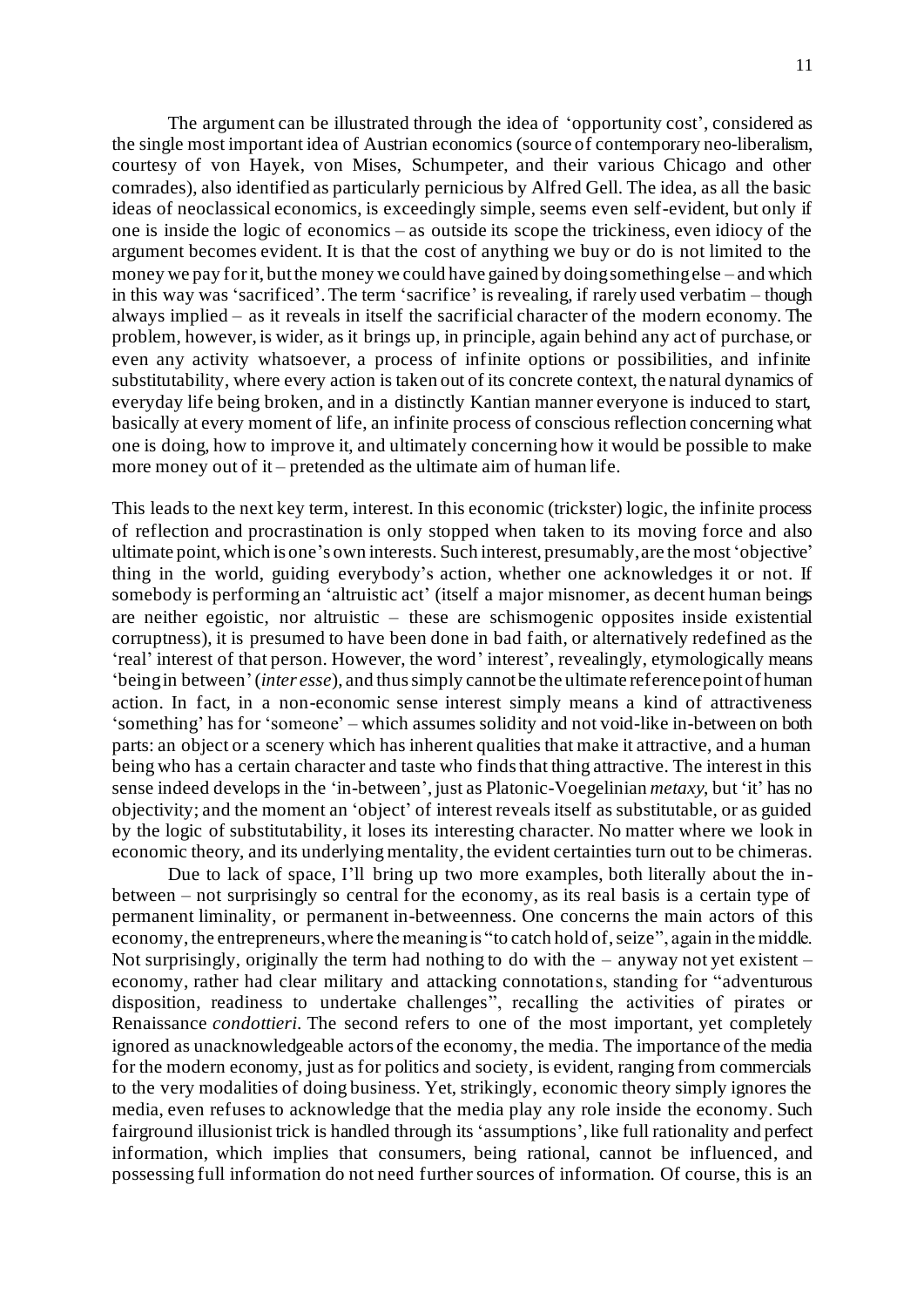The argument can be illustrated through the idea of 'opportunity cost', considered as the single most important idea of Austrian economics (source of contemporary neo-liberalism, courtesy of von Hayek, von Mises, Schumpeter, and their various Chicago and other comrades), also identified as particularly pernicious by Alfred Gell. The idea, as all the basic ideas of neoclassical economics, is exceedingly simple, seems even self-evident, but only if one is inside the logic of economics – as outside its scope the trickiness, even idiocy of the argument becomes evident. It is that the cost of anything we buy or do is not limited to the money we pay for it, but the money we could have gained by doing something else – and which in this way was 'sacrificed'. The term 'sacrifice' is revealing, if rarely used verbatim – though always implied – as it reveals in itself the sacrificial character of the modern economy. The problem, however, is wider, as it brings up, in principle, again behind any act of purchase, or even any activity whatsoever, a process of infinite options or possibilities, and infinite substitutability, where every action is taken out of its concrete context, the natural dynamics of everyday life being broken, and in a distinctly Kantian manner everyone is induced to start, basically at every moment of life, an infinite process of conscious reflection concerning what one is doing, how to improve it, and ultimately concerning how it would be possible to make more money out of it – pretended as the ultimate aim of human life.

This leads to the next key term, interest. In this economic (trickster) logic, the infinite process of reflection and procrastination is only stopped when taken to its moving force and also ultimate point, which is one's own interests. Such interest, presumably, are the most 'objective' thing in the world, guiding everybody's action, whether one acknowledges it or not. If somebody is performing an 'altruistic act' (itself a major misnomer, as decent human beings are neither egoistic, nor altruistic – these are schismogenic opposites inside existential corruptness), it is presumed to have been done in bad faith, or alternatively redefined as the 'real' interest of that person. However, the word' interest', revealingly, etymologically means 'being in between' (*inter esse*), and thus simply cannot be the ultimate reference point of human action. In fact, in a non-economic sense interest simply means a kind of attractiveness 'something' has for 'someone' – which assumes solidity and not void-like in-between on both parts: an object or a scenery which has inherent qualities that make it attractive, and a human being who has a certain character and taste who finds that thing attractive. The interest in this sense indeed develops in the 'in-between', just as Platonic-Voegelinian *metaxy*, but 'it' has no objectivity; and the moment an 'object' of interest reveals itself as substitutable, or as guided by the logic of substitutability, it loses its interesting character. No matter where we look in economic theory, and its underlying mentality, the evident certainties turn out to be chimeras.

Due to lack of space, I'll bring up two more examples, both literally about the in-between – not surprisingly so central for the economy, as its real basis is a certain type of permanent liminality, or permanent in-betweenness. One concerns the main actors of this economy, the entrepreneurs, where the meaning is "to catch hold of, seize", again in the middle. Not surprisingly, originally the term had nothing to do with the – anyway not yet existent – economy, rather had clear military and attacking connotations, standing for "adventurous disposition, readiness to undertake challenges", recalling the activities of pirates or Renaissance *condottieri*. The second refers to one of the most important, yet completely ignored as unacknowledgeable actors of the economy, the media. The importance of the media for the modern economy, just as for politics and society, is evident, ranging from commercials to the very modalities of doing business. Yet, strikingly, economic theory simply ignores the media, even refuses to acknowledge that the media play any role inside the economy. Such fairground illusionist trick is handled through its 'assumptions', like full rationality and perfect information, which implies that consumers, being rational, cannot be influenced, and possessing full information do not need further sources of information. Of course, this is an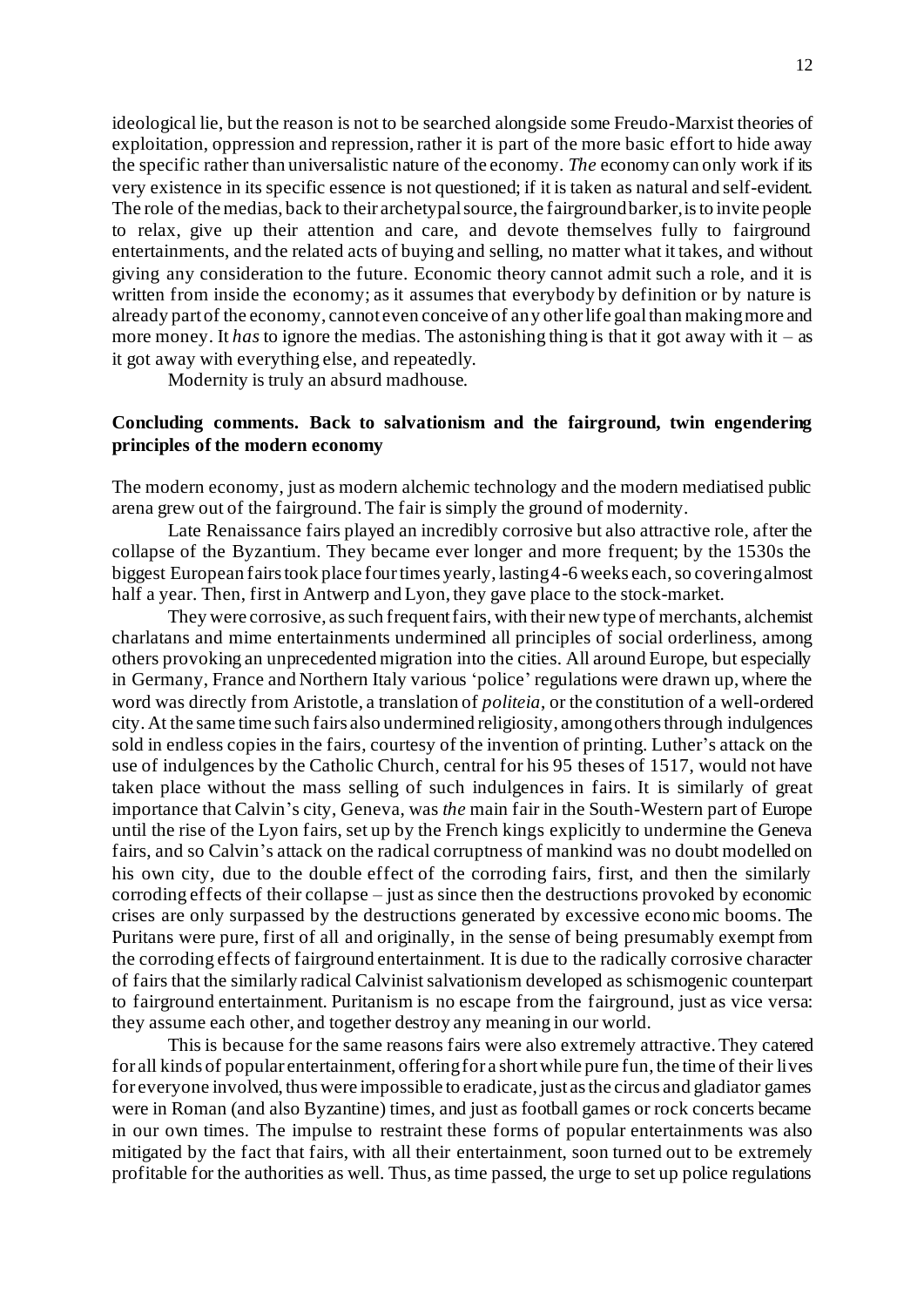ideological lie, but the reason is not to be searched alongside some Freudo-Marxist theories of exploitation, oppression and repression, rather it is part of the more basic effort to hide away the specific rather than universalistic nature of the economy. *The* economy can only work if its very existence in its specific essence is not questioned; if it is taken as natural and self-evident. The role of the medias, back to their archetypal source, the fairground barker, is to invite people to relax, give up their attention and care, and devote themselves fully to fairground entertainments, and the related acts of buying and selling, no matter what it takes, and without giving any consideration to the future. Economic theory cannot admit such a role, and it is written from inside the economy; as it assumes that everybody by definition or by nature is already part of the economy, cannot even conceive of any other life goal than making more and more money. It *has* to ignore the medias. The astonishing thing is that it got away with it – as it got away with everything else, and repeatedly.

Modernity is truly an absurd madhouse.

## Concluding comments. Back to salvationism and the fairground, twin engendering principles of the modern economy

The modern economy, just as modern alchemic technology and the modern mediatised public arena grew out of the fairground. The fair is simply the ground of modernity.

Late Renaissance fairs played an incredibly corrosive but also attractive role, after the collapse of the Byzantium. They became ever longer and more frequent; by the 1530s the biggest European fairs took place four times yearly, lasting 4-6 weeks each, so covering almost half a year. Then, first in Antwerp and Lyon, they gave place to the stock-market.

They were corrosive, as such frequent fairs, with their new type of merchants, alchemist charlatans and mime entertainments undermined all principles of social orderliness, among others provoking an unprecedented migration into the cities. All around Europe, but especially in Germany, France and Northern Italy various 'police' regulations were drawn up, where the word was directly from Aristotle, a translation of *politeia*, or the constitution of a well-ordered city. At the same time such fairs also undermined religiosity, among others through indulgences sold in endless copies in the fairs, courtesy of the invention of printing. Luther's attack on the use of indulgences by the Catholic Church, central for his 95 theses of 1517, would not have taken place without the mass selling of such indulgences in fairs. It is similarly of great importance that Calvin's city, Geneva, was *the* main fair in the South-Western part of Europe until the rise of the Lyon fairs, set up by the French kings explicitly to undermine the Geneva fairs, and so Calvin's attack on the radical corruptness of mankind was no doubt modelled on his own city, due to the double effect of the corroding fairs, first, and then the similarly corroding effects of their collapse – just as since then the destructions provoked by economic crises are only surpassed by the destructions generated by excessive economic booms. The Puritans were pure, first of all and originally, in the sense of being presumably exempt from the corroding effects of fairground entertainment. It is due to the radically corrosive character of fairs that the similarly radical Calvinist salvationism developed as schismogenic counterpart to fairground entertainment. Puritanism is no escape from the fairground, just as vice versa: they assume each other, and together destroy any meaning in our world.

This is because for the same reasons fairs were also extremely attractive. They catered for all kinds of popular entertainment, offering for a short while pure fun, the time of their lives for everyone involved, thus were impossible to eradicate, just as the circus and gladiator games were in Roman (and also Byzantine) times, and just as football games or rock concerts became in our own times. The impulse to restraint these forms of popular entertainments was also mitigated by the fact that fairs, with all their entertainment, soon turned out to be extremely profitable for the authorities as well. Thus, as time passed, the urge to set up police regulations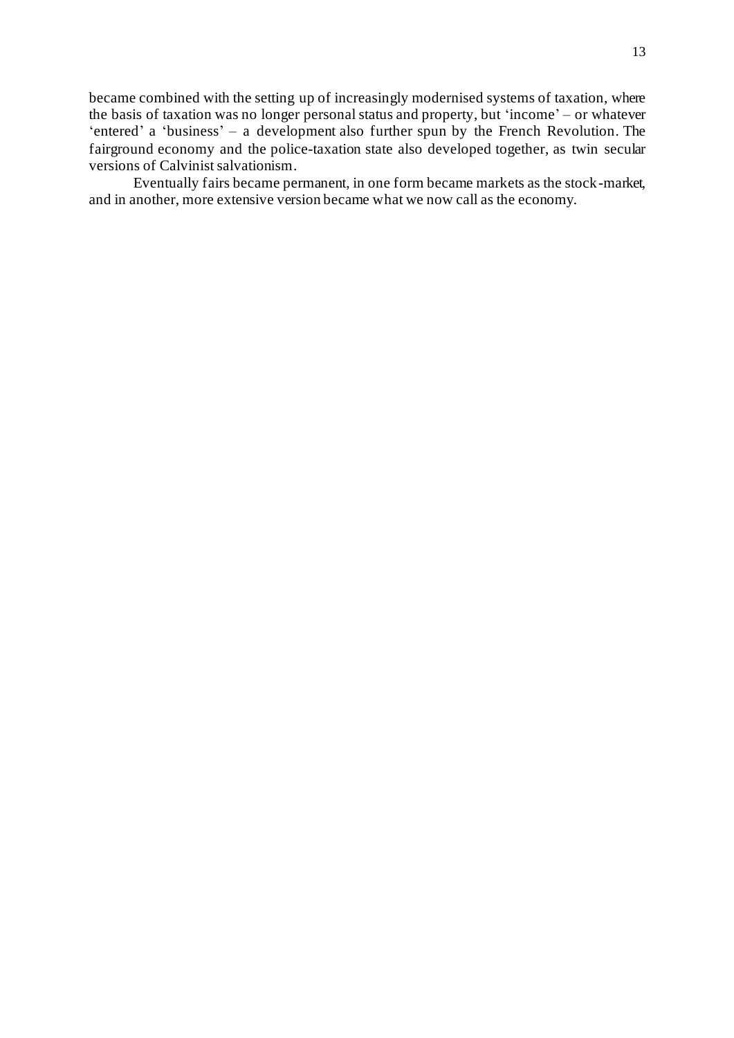became combined with the setting up of increasingly modernised systems of taxation, where the basis of taxation was no longer personal status and property, but 'income' – or whatever 'entered' a 'business' – a development also further spun by the French Revolution. The fairground economy and the police-taxation state also developed together, as twin secular versions of Calvinist salvationism.

Eventually fairs became permanent, in one form became markets as the stock-market, and in another, more extensive version became what we now call as the economy.